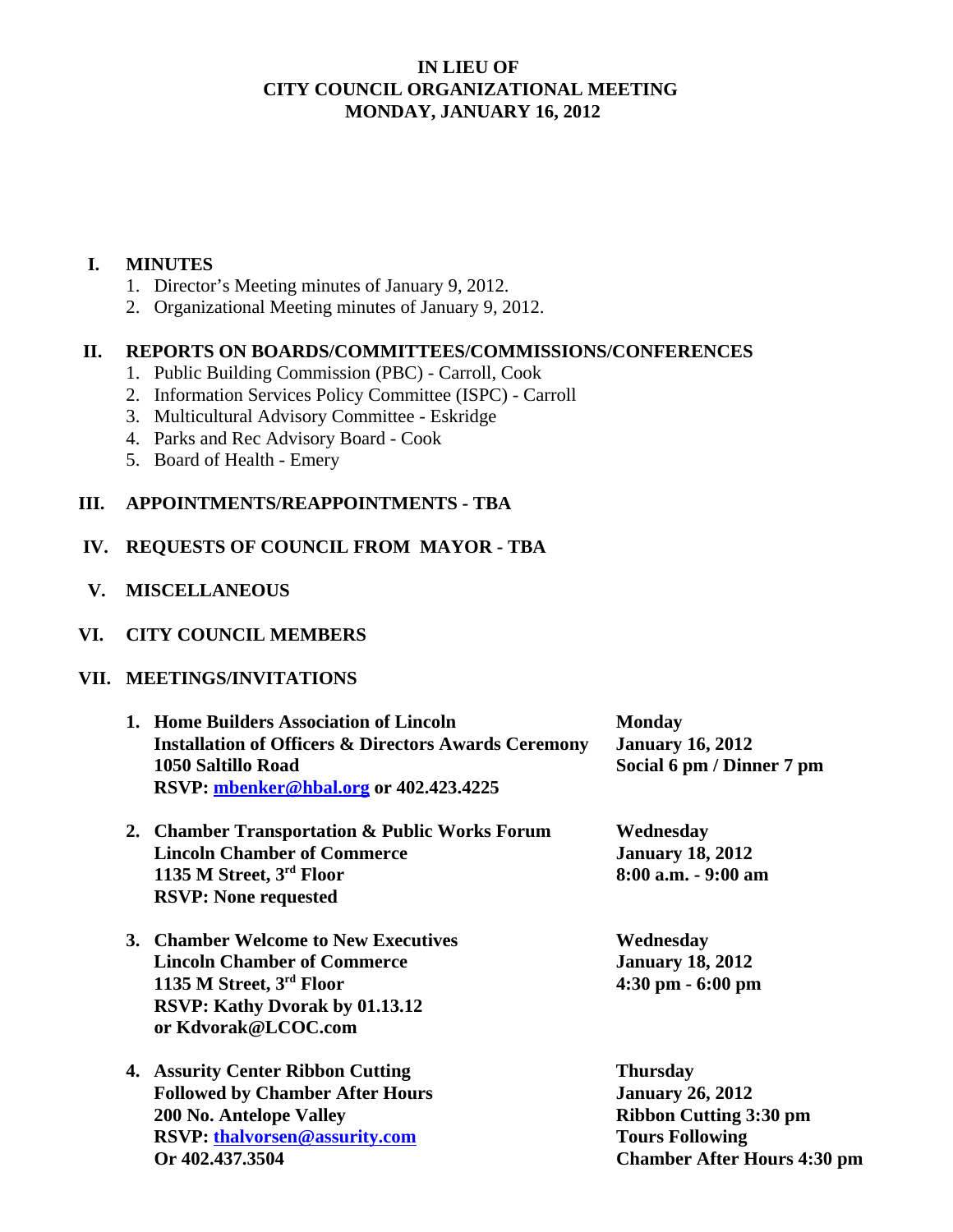# IN LIEU OF
# CITY COUNCIL ORGANIZATIONAL MEETING
# MONDAY, JANUARY 16, 2012

## I. MINUTES

1. Director's Meeting minutes of January 9, 2012.
2. Organizational Meeting minutes of January 9, 2012.

## II. REPORTS ON BOARDS/COMMITTEES/COMMISSIONS/CONFERENCES

1. Public Building Commission (PBC) - Carroll, Cook
2. Information Services Policy Committee (ISPC) - Carroll
3. Multicultural Advisory Committee - Eskridge
4. Parks and Rec Advisory Board - Cook
5. Board of Health - Emery

## III. APPOINTMENTS/REAPPOINTMENTS - TBA

## IV. REQUESTS OF COUNCIL FROM MAYOR - TBA

## V. MISCELLANEOUS

## VI. CITY COUNCIL MEMBERS

## VII. MEETINGS/INVITATIONS

1. **Home Builders Association of Lincoln**
   **Installation of Officers & Directors Awards Ceremony**
   **1050 Saltillo Road**
   **RSVP: mbenker@hbal.org or 402.423.4225**

   **Monday**
   **January 16, 2012**
   **Social 6 pm / Dinner 7 pm**

2. **Chamber Transportation & Public Works Forum**
   **Lincoln Chamber of Commerce**
   **1135 M Street, 3rd Floor**
   **RSVP: None requested**

   **Wednesday**
   **January 18, 2012**
   **8:00 a.m. - 9:00 am**

3. **Chamber Welcome to New Executives**
   **Lincoln Chamber of Commerce**
   **1135 M Street, 3rd Floor**
   **RSVP: Kathy Dvorak by 01.13.12**
   **or Kdvorak@LCOC.com**

   **Wednesday**
   **January 18, 2012**
   **4:30 pm - 6:00 pm**

4. **Assurity Center Ribbon Cutting**
   **Followed by Chamber After Hours**
   **200 No. Antelope Valley**
   **RSVP: thalvorsen@assurity.com**
   **Or 402.437.3504**

   **Thursday**
   **January 26, 2012**
   **Ribbon Cutting 3:30 pm**
   **Tours Following**
   **Chamber After Hours 4:30 pm**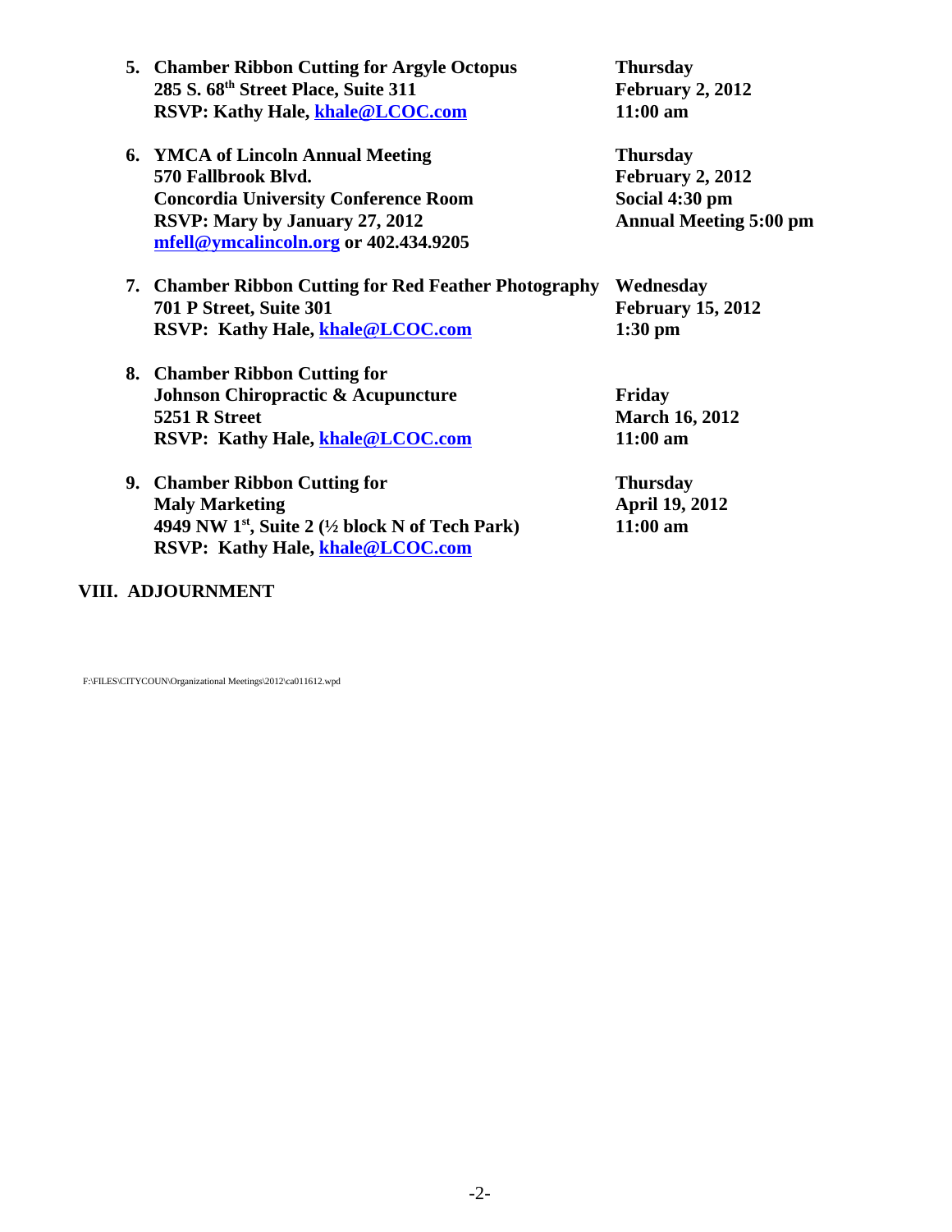5. **Chamber Ribbon Cutting for Argyle Octopus**
   **285 S. 68th Street Place, Suite 311**
   **RSVP: Kathy Hale, khale@LCOC.com**

   **Thursday**
   **February 2, 2012**
   **11:00 am**

6. **YMCA of Lincoln Annual Meeting**
   **570 Fallbrook Blvd.**
   **Concordia University Conference Room**
   **RSVP: Mary by January 27, 2012**
   **mfell@ymcalincoln.org or 402.434.9205**

   **Thursday**
   **February 2, 2012**
   **Social 4:30 pm**
   **Annual Meeting 5:00 pm**

7. **Chamber Ribbon Cutting for Red Feather Photography**
   **701 P Street, Suite 301**
   **RSVP: Kathy Hale, khale@LCOC.com**

   **Wednesday**
   **February 15, 2012**
   **1:30 pm**

8. **Chamber Ribbon Cutting for**
   **Johnson Chiropractic & Acupuncture**
   **5251 R Street**
   **RSVP: Kathy Hale, khale@LCOC.com**

   **Friday**
   **March 16, 2012**
   **11:00 am**

9. **Chamber Ribbon Cutting for**
   **Maly Marketing**
   **4949 NW 1st, Suite 2 (½ block N of Tech Park)**
   **RSVP: Kathy Hale, khale@LCOC.com**

   **Thursday**
   **April 19, 2012**
   **11:00 am**

## VIII. ADJOURNMENT

F:\FILES\CITYCOUN\Organizational Meetings\2012\ca011612.wpd